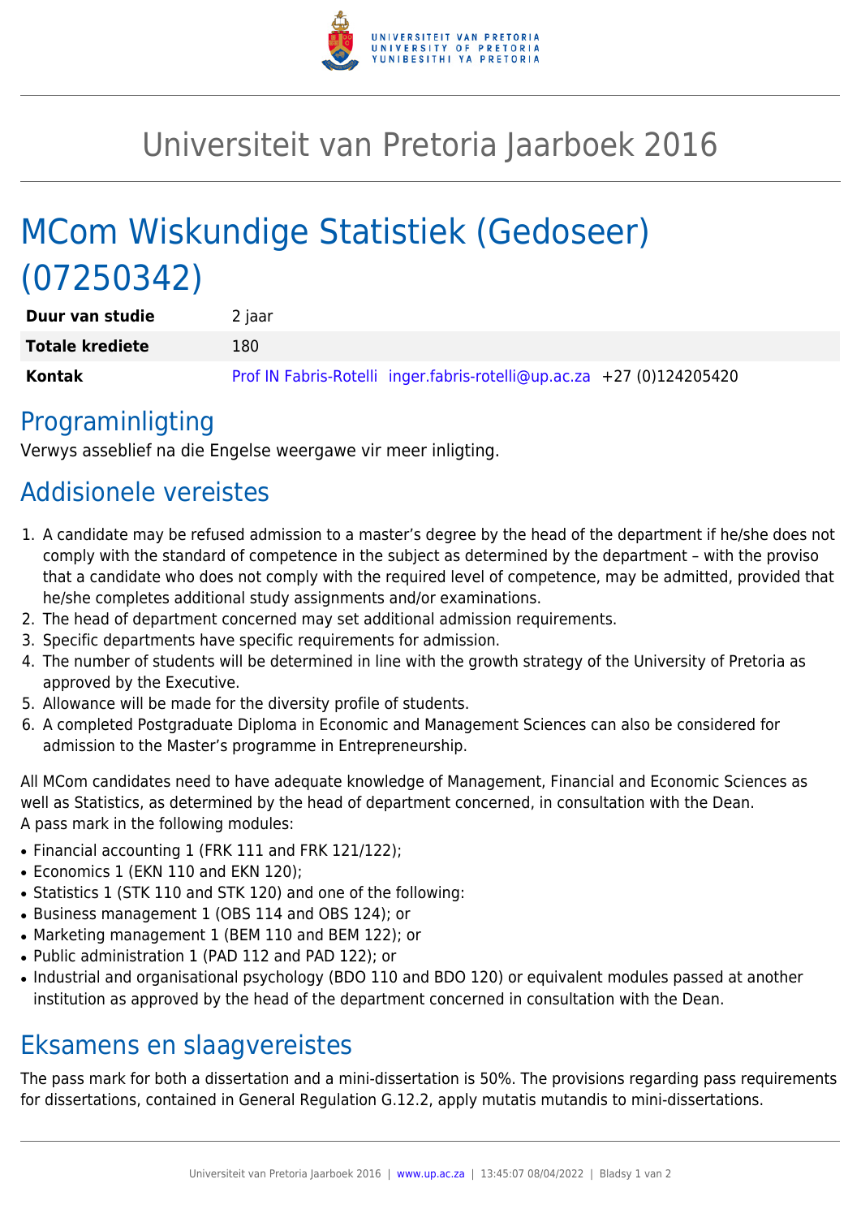# Universiteit van Pretoria Jaarboek 2016

## MCom Wiskundige Statistiek (Gedoseer) (07250342)

| **Duur van studie** | 2 jaar |
|---|---|
| **Totale krediete** | 180 |
| **Kontak** | Prof IN Fabris-Rotelli inger.fabris-rotelli@up.ac.za +27 (0)124205420 |

## Programinligting

Verwys asseblief na die Engelse weergawe vir meer inligting.

## Addisionele vereistes

1. A candidate may be refused admission to a master's degree by the head of the department if he/she does not comply with the standard of competence in the subject as determined by the department – with the proviso that a candidate who does not comply with the required level of competence, may be admitted, provided that he/she completes additional study assignments and/or examinations.
2. The head of department concerned may set additional admission requirements.
3. Specific departments have specific requirements for admission.
4. The number of students will be determined in line with the growth strategy of the University of Pretoria as approved by the Executive.
5. Allowance will be made for the diversity profile of students.
6. A completed Postgraduate Diploma in Economic and Management Sciences can also be considered for admission to the Master's programme in Entrepreneurship.

All MCom candidates need to have adequate knowledge of Management, Financial and Economic Sciences as well as Statistics, as determined by the head of department concerned, in consultation with the Dean.
A pass mark in the following modules:

- Financial accounting 1 (FRK 111 and FRK 121/122);
- Economics 1 (EKN 110 and EKN 120);
- Statistics 1 (STK 110 and STK 120) and one of the following:
- Business management 1 (OBS 114 and OBS 124); or
- Marketing management 1 (BEM 110 and BEM 122); or
- Public administration 1 (PAD 112 and PAD 122); or
- Industrial and organisational psychology (BDO 110 and BDO 120) or equivalent modules passed at another institution as approved by the head of the department concerned in consultation with the Dean.

## Eksamens en slaagvereistes

The pass mark for both a dissertation and a mini-dissertation is 50%. The provisions regarding pass requirements for dissertations, contained in General Regulation G.12.2, apply mutatis mutandis to mini-dissertations.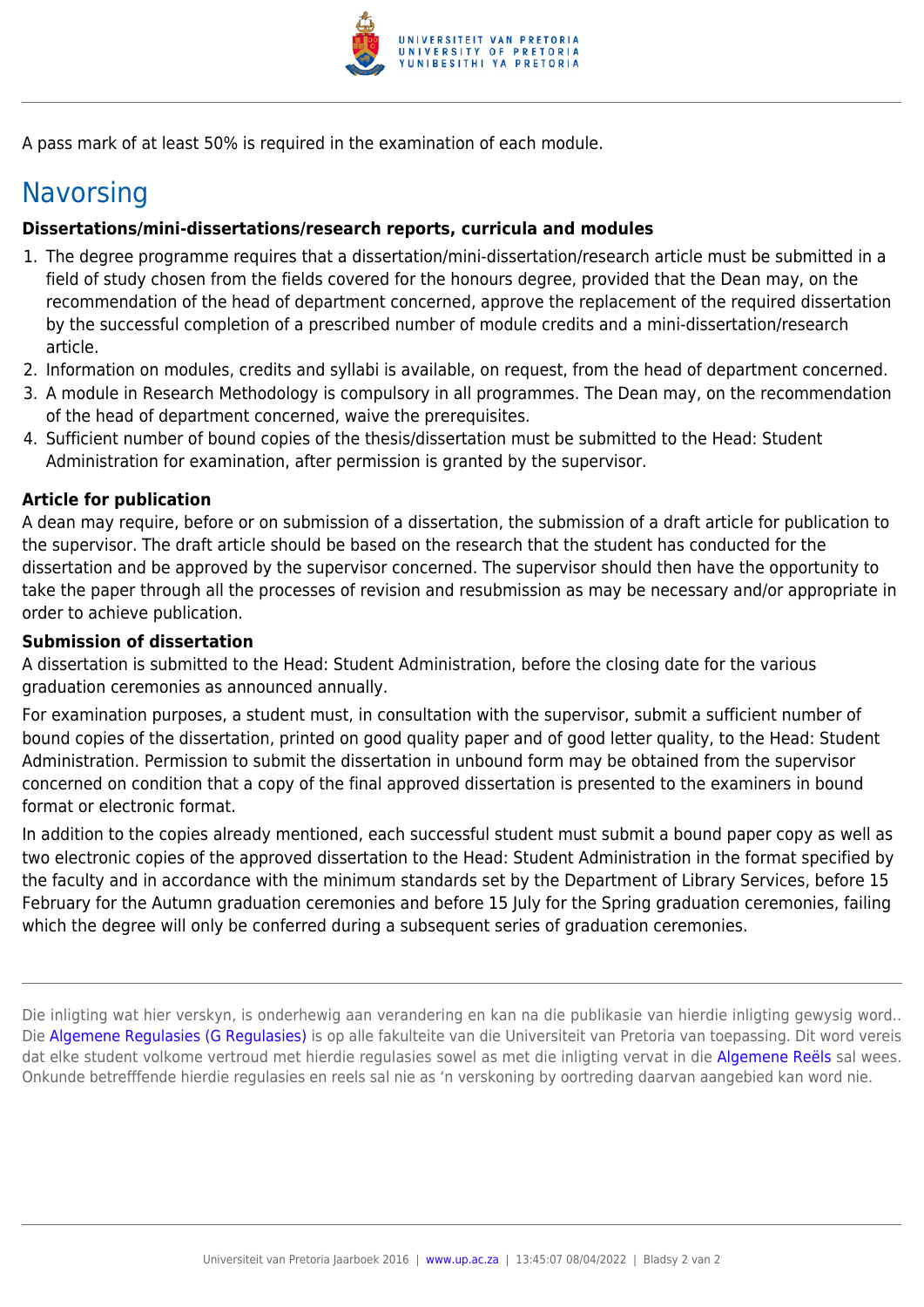A pass mark of at least 50% is required in the examination of each module.

# Navorsing

**Dissertations/mini-dissertations/research reports, curricula and modules**

1. The degree programme requires that a dissertation/mini-dissertation/research article must be submitted in a field of study chosen from the fields covered for the honours degree, provided that the Dean may, on the recommendation of the head of department concerned, approve the replacement of the required dissertation by the successful completion of a prescribed number of module credits and a mini-dissertation/research article.
2. Information on modules, credits and syllabi is available, on request, from the head of department concerned.
3. A module in Research Methodology is compulsory in all programmes. The Dean may, on the recommendation of the head of department concerned, waive the prerequisites.
4. Sufficient number of bound copies of the thesis/dissertation must be submitted to the Head: Student Administration for examination, after permission is granted by the supervisor.

**Article for publication**

A dean may require, before or on submission of a dissertation, the submission of a draft article for publication to the supervisor. The draft article should be based on the research that the student has conducted for the dissertation and be approved by the supervisor concerned. The supervisor should then have the opportunity to take the paper through all the processes of revision and resubmission as may be necessary and/or appropriate in order to achieve publication.

**Submission of dissertation**

A dissertation is submitted to the Head: Student Administration, before the closing date for the various graduation ceremonies as announced annually.

For examination purposes, a student must, in consultation with the supervisor, submit a sufficient number of bound copies of the dissertation, printed on good quality paper and of good letter quality, to the Head: Student Administration. Permission to submit the dissertation in unbound form may be obtained from the supervisor concerned on condition that a copy of the final approved dissertation is presented to the examiners in bound format or electronic format.

In addition to the copies already mentioned, each successful student must submit a bound paper copy as well as two electronic copies of the approved dissertation to the Head: Student Administration in the format specified by the faculty and in accordance with the minimum standards set by the Department of Library Services, before 15 February for the Autumn graduation ceremonies and before 15 July for the Spring graduation ceremonies, failing which the degree will only be conferred during a subsequent series of graduation ceremonies.

Die inligting wat hier verskyn, is onderhewig aan verandering en kan na die publikasie van hierdie inligting gewysig word.. Die Algemene Regulasies (G Regulasies) is op alle fakulteite van die Universiteit van Pretoria van toepassing. Dit word vereis dat elke student volkome vertroud met hierdie regulasies sowel as met die inligting vervat in die Algemene Reëls sal wees. Onkunde betrefffende hierdie regulasies en reels sal nie as 'n verskoning by oortreding daarvan aangebied kan word nie.